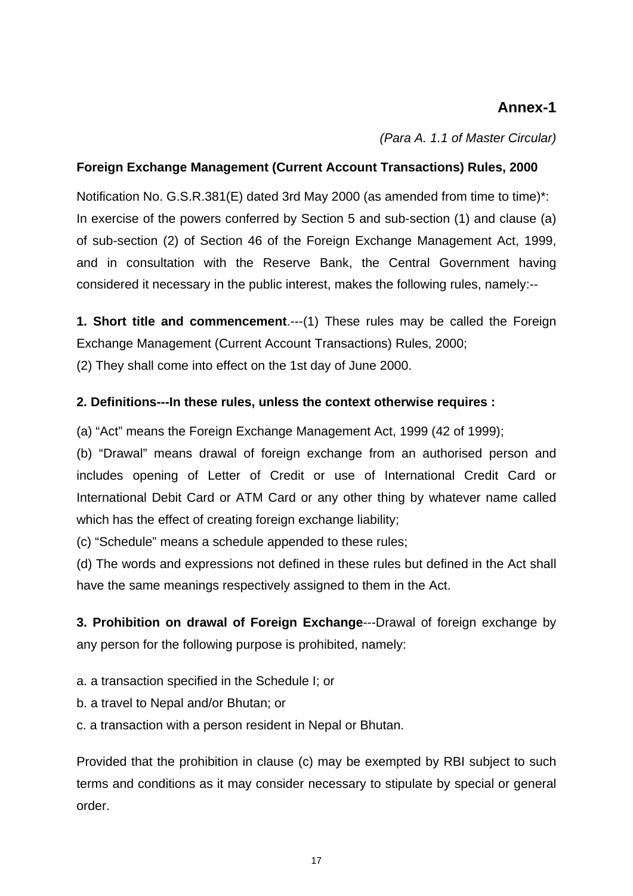**Annex-1**

*(Para A. 1.1 of Master Circular)*

**Foreign Exchange Management (Current Account Transactions) Rules, 2000**

Notification No. G.S.R.381(E) dated 3rd May 2000 (as amended from time to time)*: In exercise of the powers conferred by Section 5 and sub-section (1) and clause (a) of sub-section (2) of Section 46 of the Foreign Exchange Management Act, 1999, and in consultation with the Reserve Bank, the Central Government having considered it necessary in the public interest, makes the following rules, namely:--

**1. Short title and commencement**.---(1) These rules may be called the Foreign Exchange Management (Current Account Transactions) Rules, 2000;

(2) They shall come into effect on the 1st day of June 2000.

**2. Definitions---In these rules, unless the context otherwise requires :**

(a) "Act" means the Foreign Exchange Management Act, 1999 (42 of 1999);

(b) "Drawal" means drawal of foreign exchange from an authorised person and includes opening of Letter of Credit or use of International Credit Card or International Debit Card or ATM Card or any other thing by whatever name called which has the effect of creating foreign exchange liability;

(c) "Schedule" means a schedule appended to these rules;

(d) The words and expressions not defined in these rules but defined in the Act shall have the same meanings respectively assigned to them in the Act.

**3. Prohibition on drawal of Foreign Exchange**---Drawal of foreign exchange by any person for the following purpose is prohibited, namely:

a. a transaction specified in the Schedule I; or

b. a travel to Nepal and/or Bhutan; or

c. a transaction with a person resident in Nepal or Bhutan.

Provided that the prohibition in clause (c) may be exempted by RBI subject to such terms and conditions as it may consider necessary to stipulate by special or general order.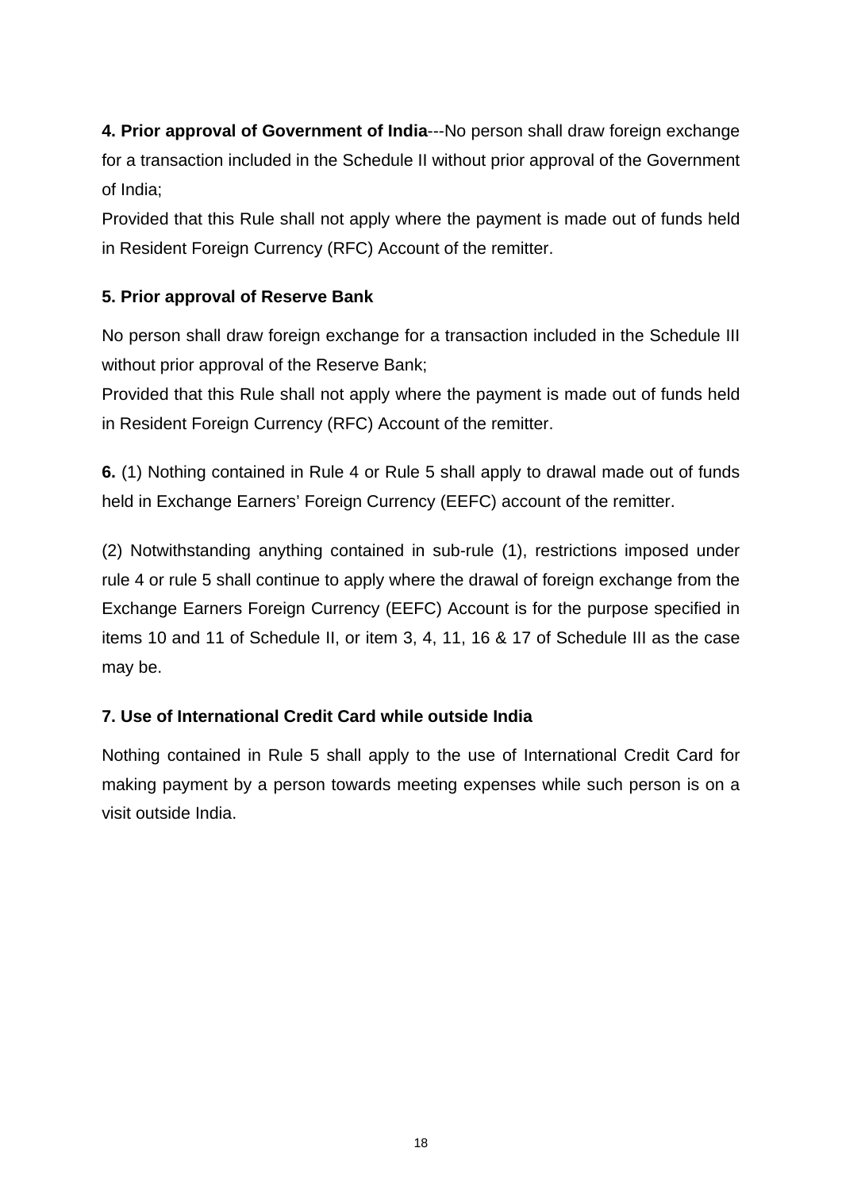**4. Prior approval of Government of India**---No person shall draw foreign exchange for a transaction included in the Schedule II without prior approval of the Government of India;

Provided that this Rule shall not apply where the payment is made out of funds held in Resident Foreign Currency (RFC) Account of the remitter.

**5. Prior approval of Reserve Bank**

No person shall draw foreign exchange for a transaction included in the Schedule III without prior approval of the Reserve Bank;

Provided that this Rule shall not apply where the payment is made out of funds held in Resident Foreign Currency (RFC) Account of the remitter.

**6.** (1) Nothing contained in Rule 4 or Rule 5 shall apply to drawal made out of funds held in Exchange Earners' Foreign Currency (EEFC) account of the remitter.

(2) Notwithstanding anything contained in sub-rule (1), restrictions imposed under rule 4 or rule 5 shall continue to apply where the drawal of foreign exchange from the Exchange Earners Foreign Currency (EEFC) Account is for the purpose specified in items 10 and 11 of Schedule II, or item 3, 4, 11, 16 & 17 of Schedule III as the case may be.

**7. Use of International Credit Card while outside India**

Nothing contained in Rule 5 shall apply to the use of International Credit Card for making payment by a person towards meeting expenses while such person is on a visit outside India.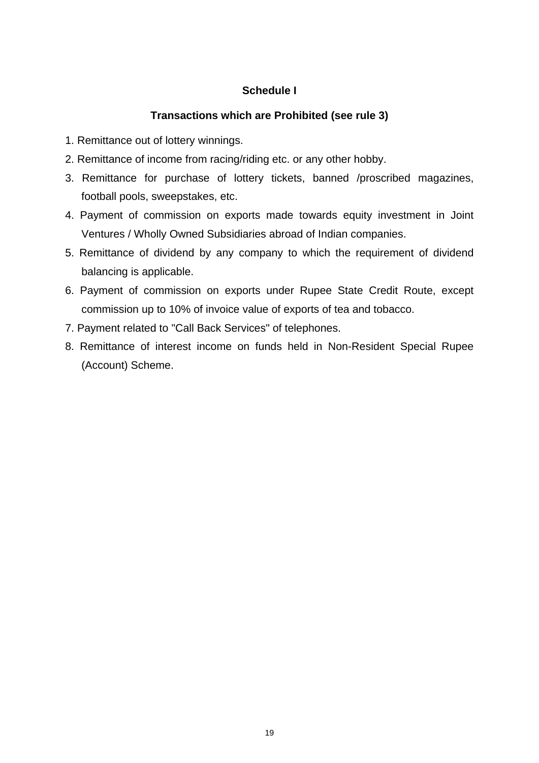## Schedule I

### Transactions which are Prohibited (see rule 3)

1. Remittance out of lottery winnings.
2. Remittance of income from racing/riding etc. or any other hobby.
3. Remittance for purchase of lottery tickets, banned /proscribed magazines, football pools, sweepstakes, etc.
4. Payment of commission on exports made towards equity investment in Joint Ventures / Wholly Owned Subsidiaries abroad of Indian companies.
5. Remittance of dividend by any company to which the requirement of dividend balancing is applicable.
6. Payment of commission on exports under Rupee State Credit Route, except commission up to 10% of invoice value of exports of tea and tobacco.
7. Payment related to "Call Back Services" of telephones.
8. Remittance of interest income on funds held in Non-Resident Special Rupee (Account) Scheme.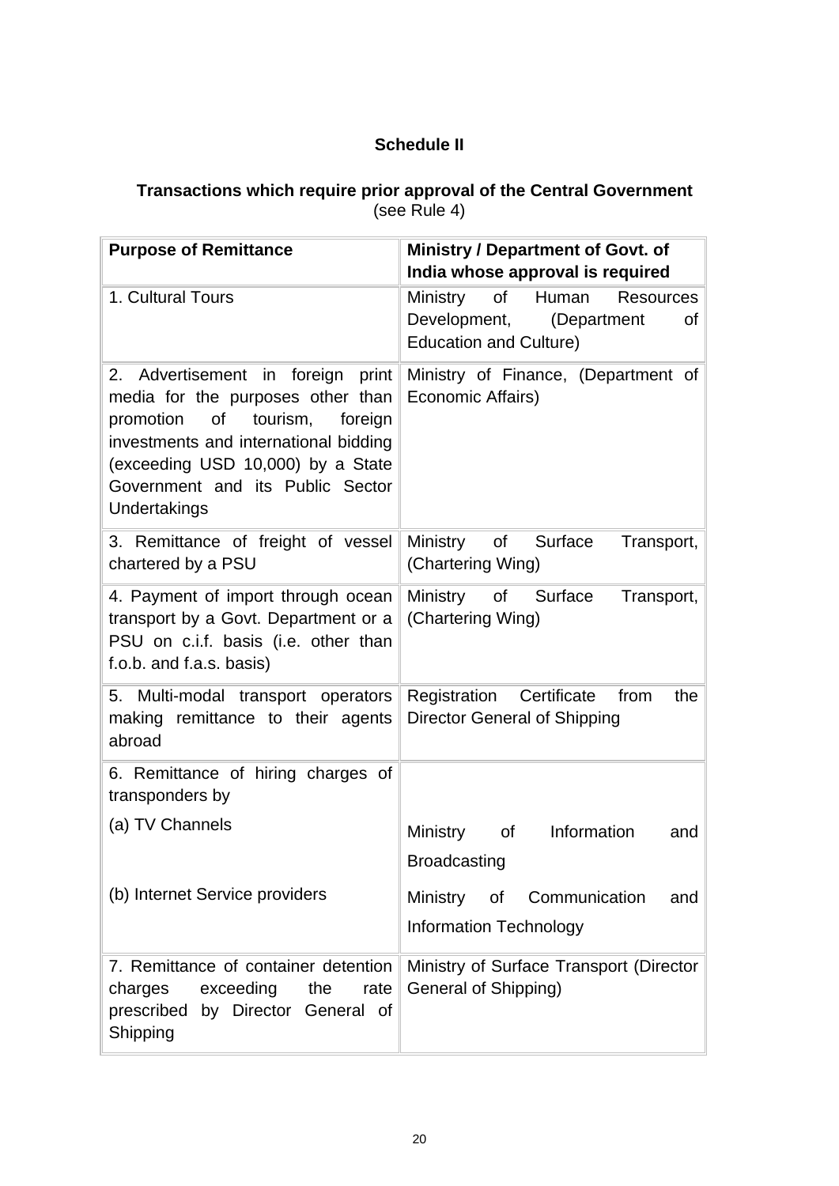## Schedule II

**Transactions which require prior approval of the Central Government**
(see Rule 4)

| Purpose of Remittance | Ministry / Department of Govt. of India whose approval is required |
|---|---|
| 1. Cultural Tours | Ministry of Human Resources Development, (Department of Education and Culture) |
| 2. Advertisement in foreign print media for the purposes other than promotion of tourism, foreign investments and international bidding (exceeding USD 10,000) by a State Government and its Public Sector Undertakings | Ministry of Finance, (Department of Economic Affairs) |
| 3. Remittance of freight of vessel chartered by a PSU | Ministry of Surface Transport, (Chartering Wing) |
| 4. Payment of import through ocean transport by a Govt. Department or a PSU on c.i.f. basis (i.e. other than f.o.b. and f.a.s. basis) | Ministry of Surface Transport, (Chartering Wing) |
| 5. Multi-modal transport operators making remittance to their agents abroad | Registration Certificate from the Director General of Shipping |
| 6. Remittance of hiring charges of transponders by | |
| (a) TV Channels | Ministry of Information and Broadcasting |
| (b) Internet Service providers | Ministry of Communication and Information Technology |
| 7. Remittance of container detention charges exceeding the rate prescribed by Director General of Shipping | Ministry of Surface Transport (Director General of Shipping) |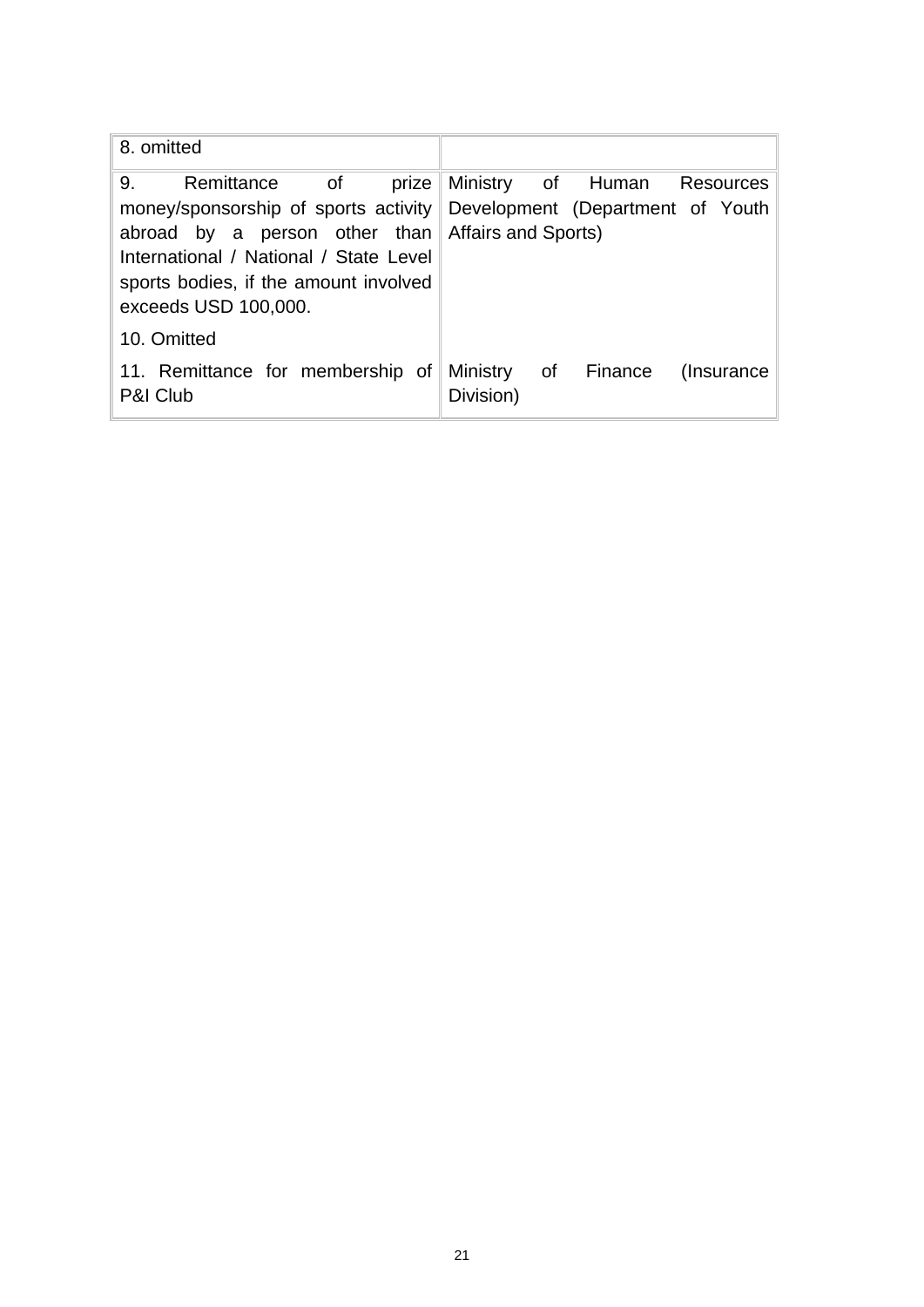| | |
|---|---|
| 8. omitted | |
| 9. Remittance of prize money/sponsorship of sports activity abroad by a person other than International / National / State Level sports bodies, if the amount involved exceeds USD 100,000. | Ministry of Human Resources Development (Department of Youth Affairs and Sports) |
| 10. Omitted | |
| 11. Remittance for membership of P&I Club | Ministry of Finance (Insurance Division) |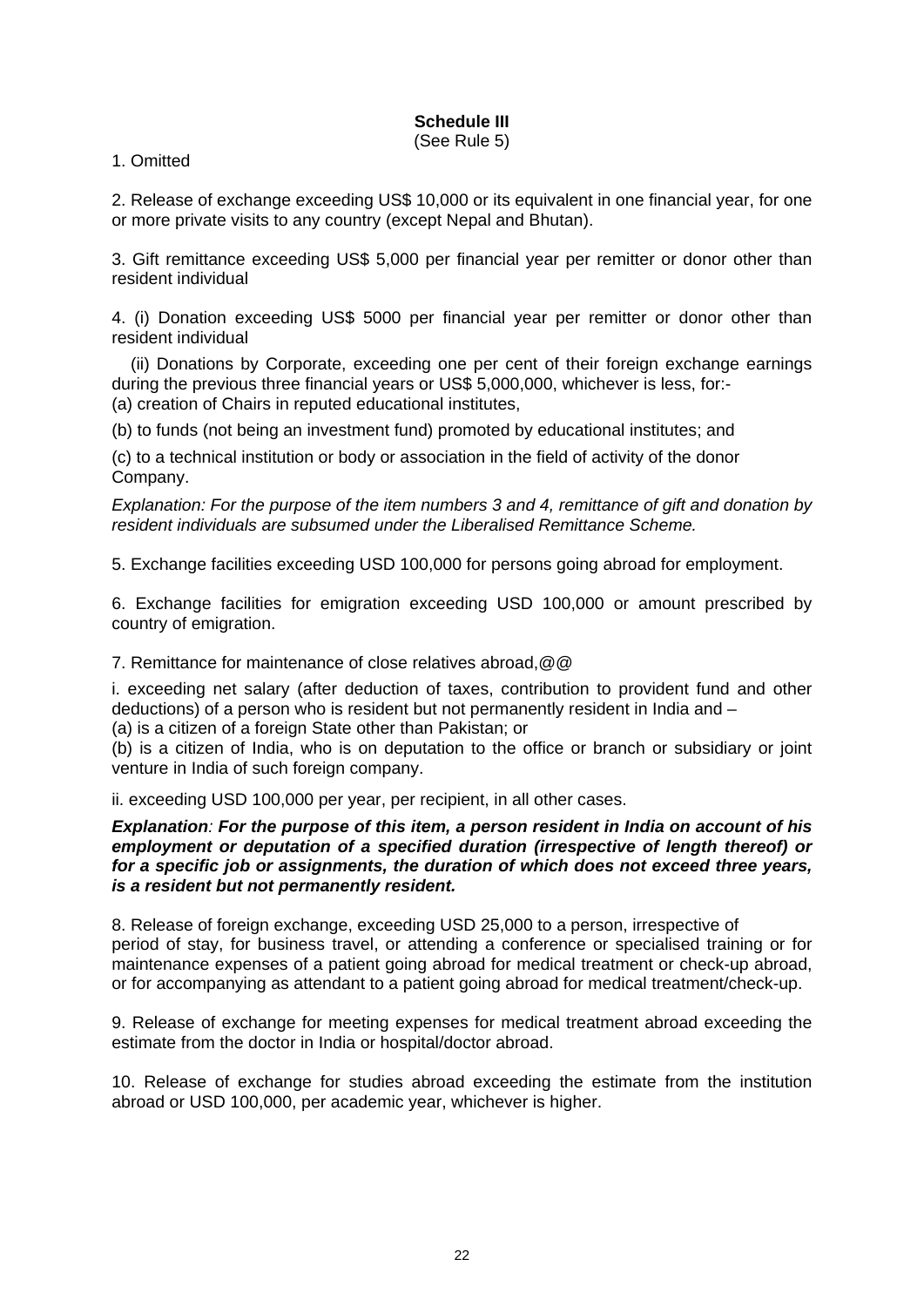**Schedule III**
(See Rule 5)

1. Omitted

2. Release of exchange exceeding US$ 10,000 or its equivalent in one financial year, for one or more private visits to any country (except Nepal and Bhutan).

3. Gift remittance exceeding US$ 5,000 per financial year per remitter or donor other than resident individual

4. (i) Donation exceeding US$ 5000 per financial year per remitter or donor other than resident individual

(ii) Donations by Corporate, exceeding one per cent of their foreign exchange earnings during the previous three financial years or US$ 5,000,000, whichever is less, for:-
(a) creation of Chairs in reputed educational institutes,

(b) to funds (not being an investment fund) promoted by educational institutes; and

(c) to a technical institution or body or association in the field of activity of the donor Company.

*Explanation: For the purpose of the item numbers 3 and 4, remittance of gift and donation by resident individuals are subsumed under the Liberalised Remittance Scheme.*

5. Exchange facilities exceeding USD 100,000 for persons going abroad for employment.

6. Exchange facilities for emigration exceeding USD 100,000 or amount prescribed by country of emigration.

7. Remittance for maintenance of close relatives abroad,@@

i. exceeding net salary (after deduction of taxes, contribution to provident fund and other deductions) of a person who is resident but not permanently resident in India and –
(a) is a citizen of a foreign State other than Pakistan; or
(b) is a citizen of India, who is on deputation to the office or branch or subsidiary or joint venture in India of such foreign company.

ii. exceeding USD 100,000 per year, per recipient, in all other cases.

***Explanation**: For the purpose of this item, a person resident in India on account of his employment or deputation of a specified duration (irrespective of length thereof) or for a specific job or assignments, the duration of which does not exceed three years, is a resident but not permanently resident.*

8. Release of foreign exchange, exceeding USD 25,000 to a person, irrespective of period of stay, for business travel, or attending a conference or specialised training or for maintenance expenses of a patient going abroad for medical treatment or check-up abroad, or for accompanying as attendant to a patient going abroad for medical treatment/check-up.

9. Release of exchange for meeting expenses for medical treatment abroad exceeding the estimate from the doctor in India or hospital/doctor abroad.

10. Release of exchange for studies abroad exceeding the estimate from the institution abroad or USD 100,000, per academic year, whichever is higher.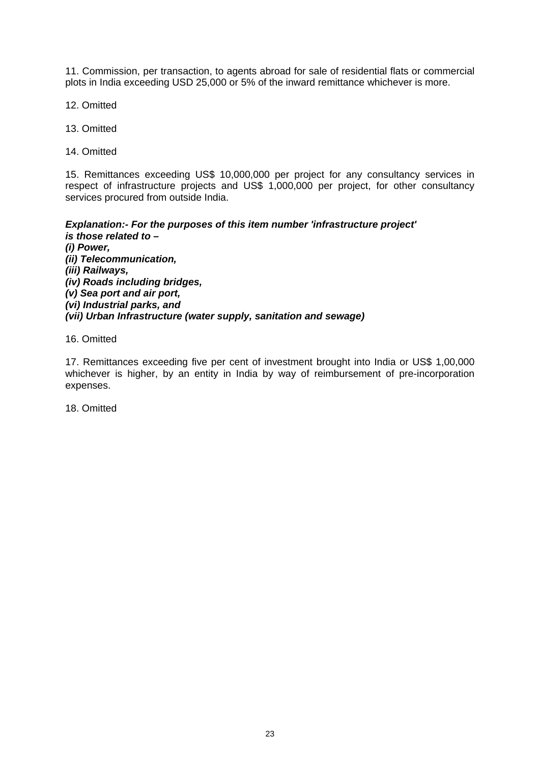11. Commission, per transaction, to agents abroad for sale of residential flats or commercial plots in India exceeding USD 25,000 or 5% of the inward remittance whichever is more.

12. Omitted

13. Omitted

14. Omitted

15. Remittances exceeding US$ 10,000,000 per project for any consultancy services in respect of infrastructure projects and US$ 1,000,000 per project, for other consultancy services procured from outside India.

***Explanation:- For the purposes of this item number 'infrastructure project' is those related to –***
***(i) Power,***
***(ii) Telecommunication,***
***(iii) Railways,***
***(iv) Roads including bridges,***
***(v) Sea port and air port,***
***(vi) Industrial parks, and***
***(vii) Urban Infrastructure (water supply, sanitation and sewage)***

16. Omitted

17. Remittances exceeding five per cent of investment brought into India or US$ 1,00,000 whichever is higher, by an entity in India by way of reimbursement of pre-incorporation expenses.

18. Omitted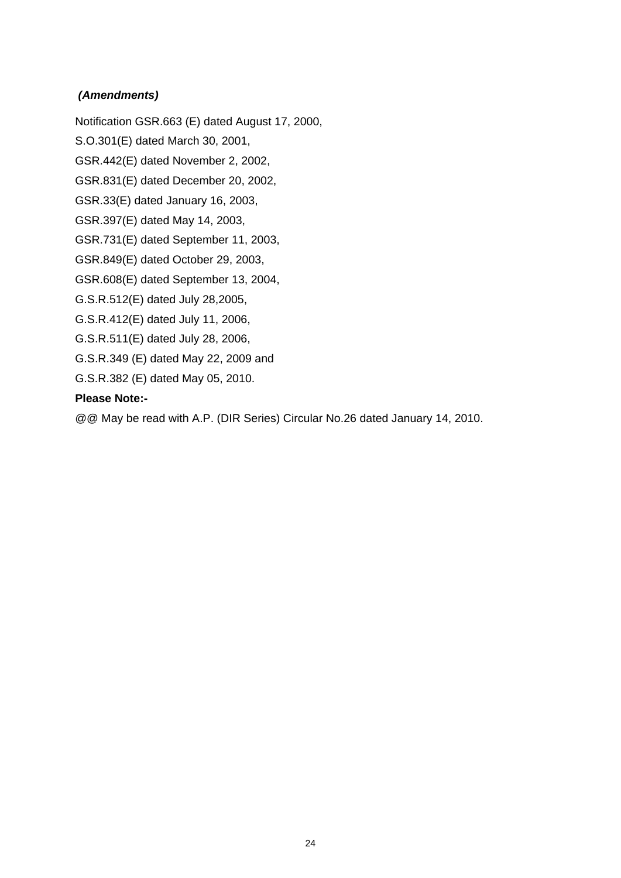***(Amendments)***

Notification GSR.663 (E) dated August 17, 2000,

S.O.301(E) dated March 30, 2001,

GSR.442(E) dated November 2, 2002,

GSR.831(E) dated December 20, 2002,

GSR.33(E) dated January 16, 2003,

GSR.397(E) dated May 14, 2003,

GSR.731(E) dated September 11, 2003,

GSR.849(E) dated October 29, 2003,

GSR.608(E) dated September 13, 2004,

G.S.R.512(E) dated July 28,2005,

G.S.R.412(E) dated July 11, 2006,

G.S.R.511(E) dated July 28, 2006,

G.S.R.349 (E) dated May 22, 2009 and

G.S.R.382 (E) dated May 05, 2010.

**Please Note:-**

@@ May be read with A.P. (DIR Series) Circular No.26 dated January 14, 2010.